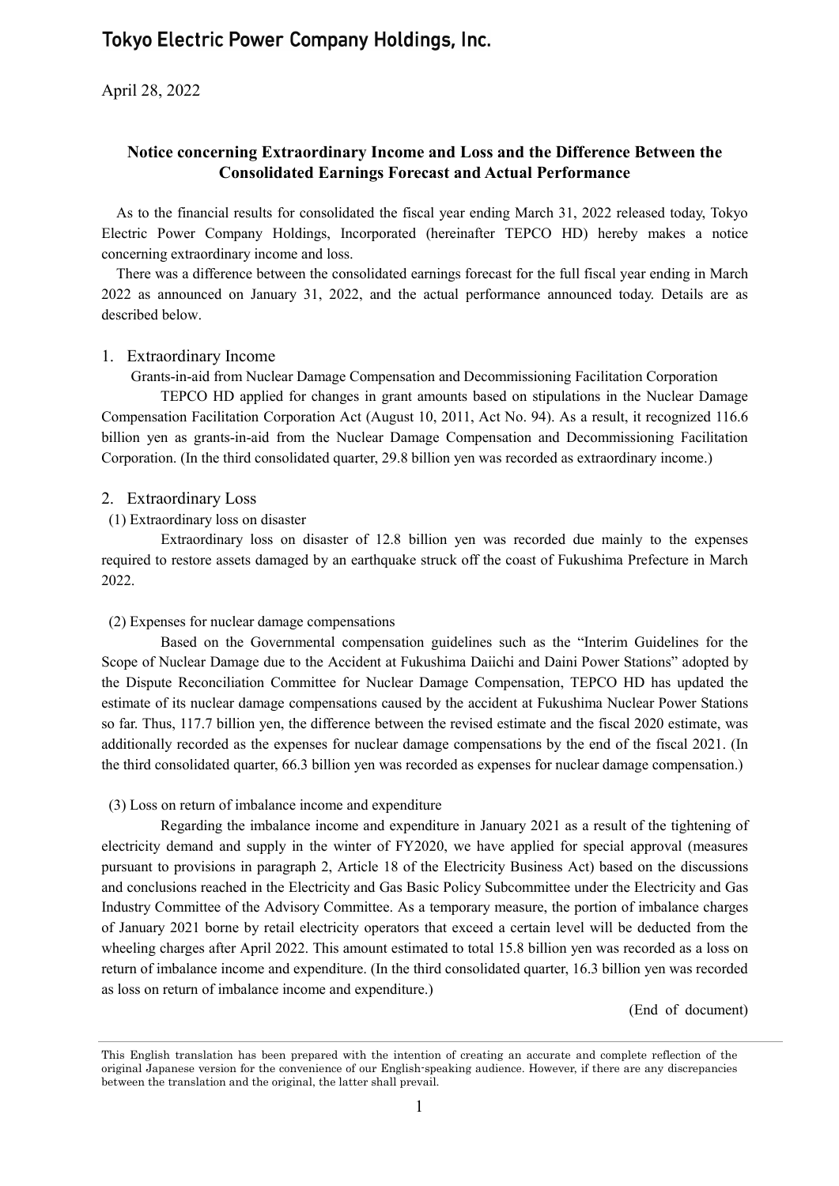# Tokyo Electric Power Company Holdings, Inc.

April 28, 2022

## Notice concerning Extraordinary Income and Loss and the Difference Between the Consolidated Earnings Forecast and Actual Performance

As to the financial results for consolidated the fiscal year ending March 31, 2022 released today, Tokyo Electric Power Company Holdings, Incorporated (hereinafter TEPCO HD) hereby makes a notice concerning extraordinary income and loss.

There was a difference between the consolidated earnings forecast for the full fiscal year ending in March 2022 as announced on January 31, 2022, and the actual performance announced today. Details are as described below.

### 1. Extraordinary Income

Grants-in-aid from Nuclear Damage Compensation and Decommissioning Facilitation Corporation

TEPCO HD applied for changes in grant amounts based on stipulations in the Nuclear Damage Compensation Facilitation Corporation Act (August 10, 2011, Act No. 94). As a result, it recognized 116.6 billion yen as grants-in-aid from the Nuclear Damage Compensation and Decommissioning Facilitation Corporation. (In the third consolidated quarter, 29.8 billion yen was recorded as extraordinary income.)

### 2. Extraordinary Loss

(1) Extraordinary loss on disaster

Extraordinary loss on disaster of 12.8 billion yen was recorded due mainly to the expenses required to restore assets damaged by an earthquake struck off the coast of Fukushima Prefecture in March 2022.

(2) Expenses for nuclear damage compensations

Based on the Governmental compensation guidelines such as the "Interim Guidelines for the Scope of Nuclear Damage due to the Accident at Fukushima Daiichi and Daini Power Stations" adopted by the Dispute Reconciliation Committee for Nuclear Damage Compensation, TEPCO HD has updated the estimate of its nuclear damage compensations caused by the accident at Fukushima Nuclear Power Stations so far. Thus, 117.7 billion yen, the difference between the revised estimate and the fiscal 2020 estimate, was additionally recorded as the expenses for nuclear damage compensations by the end of the fiscal 2021. (In the third consolidated quarter, 66.3 billion yen was recorded as expenses for nuclear damage compensation.)

(3) Loss on return of imbalance income and expenditure

Regarding the imbalance income and expenditure in January 2021 as a result of the tightening of electricity demand and supply in the winter of FY2020, we have applied for special approval (measures pursuant to provisions in paragraph 2, Article 18 of the Electricity Business Act) based on the discussions and conclusions reached in the Electricity and Gas Basic Policy Subcommittee under the Electricity and Gas Industry Committee of the Advisory Committee. As a temporary measure, the portion of imbalance charges of January 2021 borne by retail electricity operators that exceed a certain level will be deducted from the wheeling charges after April 2022. This amount estimated to total 15.8 billion yen was recorded as a loss on return of imbalance income and expenditure. (In the third consolidated quarter, 16.3 billion yen was recorded as loss on return of imbalance income and expenditure.)

(End of document)

This English translation has been prepared with the intention of creating an accurate and complete reflection of the original Japanese version for the convenience of our English-speaking audience. However, if there are any discrepancies between the translation and the original, the latter shall prevail.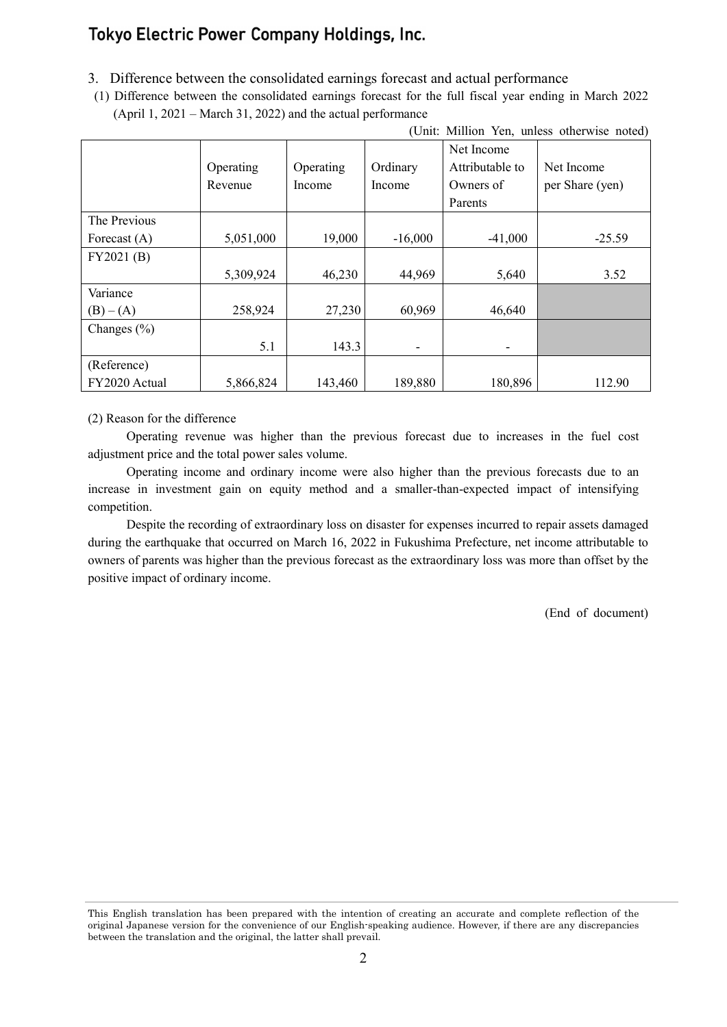3. Difference between the consolidated earnings forecast and actual performance

(1) Difference between the consolidated earnings forecast for the full fiscal year ending in March 2022 (April 1, 2021 – March 31, 2022) and the actual performance

(Unit: Million Yen, unless otherwise noted)

| | Operating Revenue | Operating Income | Ordinary Income | Net Income Attributable to Owners of Parents | Net Income per Share (yen) |
|---|---|---|---|---|---|
| The Previous Forecast (A) | 5,051,000 | 19,000 | -16,000 | -41,000 | -25.59 |
| FY2021 (B) | 5,309,924 | 46,230 | 44,969 | 5,640 | 3.52 |
| Variance (B) – (A) | 258,924 | 27,230 | 60,969 | 46,640 | |
| Changes (%) | 5.1 | 143.3 | - | - | |
| (Reference) FY2020 Actual | 5,866,824 | 143,460 | 189,880 | 180,896 | 112.90 |

(2) Reason for the difference

Operating revenue was higher than the previous forecast due to increases in the fuel cost adjustment price and the total power sales volume.

Operating income and ordinary income were also higher than the previous forecasts due to an increase in investment gain on equity method and a smaller-than-expected impact of intensifying competition.

Despite the recording of extraordinary loss on disaster for expenses incurred to repair assets damaged during the earthquake that occurred on March 16, 2022 in Fukushima Prefecture, net income attributable to owners of parents was higher than the previous forecast as the extraordinary loss was more than offset by the positive impact of ordinary income.

(End of document)

This English translation has been prepared with the intention of creating an accurate and complete reflection of the original Japanese version for the convenience of our English-speaking audience. However, if there are any discrepancies between the translation and the original, the latter shall prevail.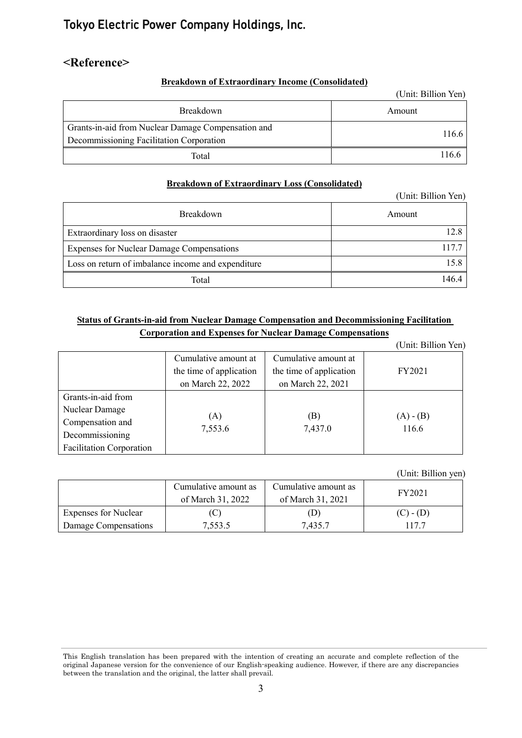## <Reference>

**Breakdown of Extraordinary Income (Consolidated)**

(Unit: Billion Yen)

| Breakdown | Amount |
|---|---|
| Grants-in-aid from Nuclear Damage Compensation and Decommissioning Facilitation Corporation | 116.6 |
| Total | 116.6 |

**Breakdown of Extraordinary Loss (Consolidated)**

(Unit: Billion Yen)

| Breakdown | Amount |
|---|---|
| Extraordinary loss on disaster | 12.8 |
| Expenses for Nuclear Damage Compensations | 117.7 |
| Loss on return of imbalance income and expenditure | 15.8 |
| Total | 146.4 |

**Status of Grants-in-aid from Nuclear Damage Compensation and Decommissioning Facilitation Corporation and Expenses for Nuclear Damage Compensations**

(Unit: Billion Yen)

| | Cumulative amount at the time of application on March 22, 2022 | Cumulative amount at the time of application on March 22, 2021 | FY2021 |
|---|---|---|---|
| Grants-in-aid from Nuclear Damage Compensation and Decommissioning Facilitation Corporation | (A) 7,553.6 | (B) 7,437.0 | (A) - (B) 116.6 |

(Unit: Billion yen)

| | Cumulative amount as of March 31, 2022 | Cumulative amount as of March 31, 2021 | FY2021 |
|---|---|---|---|
| Expenses for Nuclear Damage Compensations | (C) 7,553.5 | (D) 7,435.7 | (C) - (D) 117.7 |

This English translation has been prepared with the intention of creating an accurate and complete reflection of the original Japanese version for the convenience of our English-speaking audience. However, if there are any discrepancies between the translation and the original, the latter shall prevail.